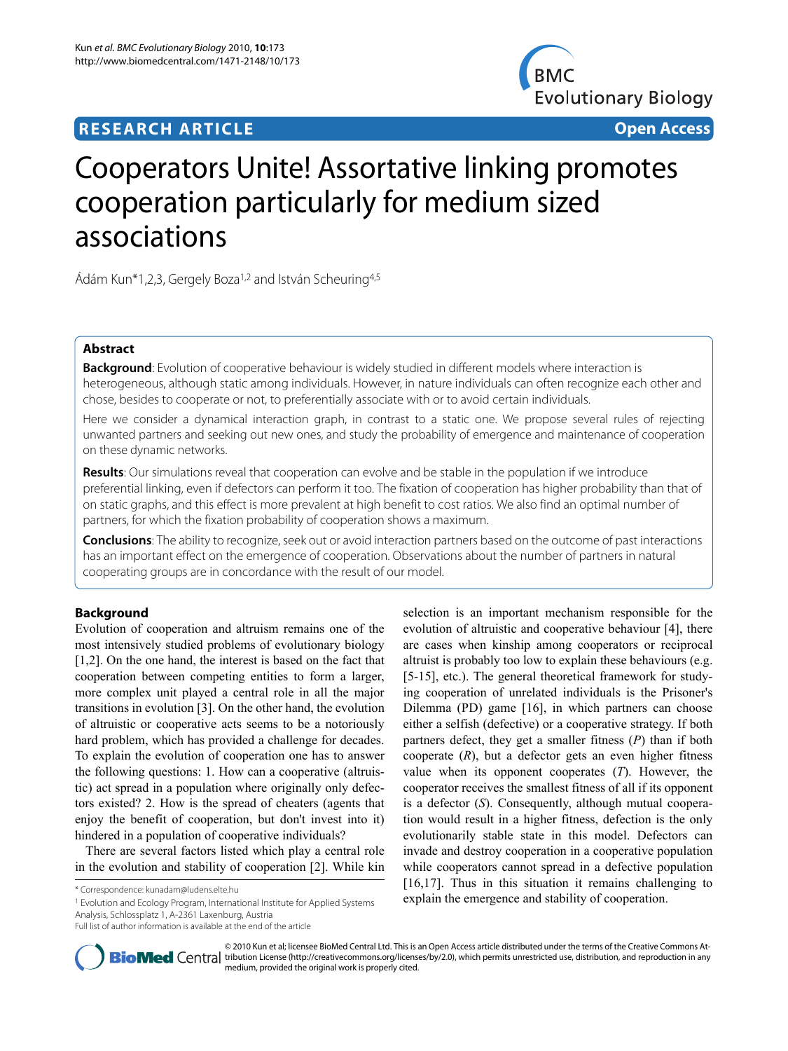**RESEARCH ARTICLE** **Open Access**

# Cooperators Unite! Assortative linking promotes cooperation particularly for medium sized associations

Ádám Kun*[1,2,3], Gergely Boza[1,2] and István Scheuring[4,5]

## Abstract

**Background**: Evolution of cooperative behaviour is widely studied in different models where interaction is heterogeneous, although static among individuals. However, in nature individuals can often recognize each other and chose, besides to cooperate or not, to preferentially associate with or to avoid certain individuals.

Here we consider a dynamical interaction graph, in contrast to a static one. We propose several rules of rejecting unwanted partners and seeking out new ones, and study the probability of emergence and maintenance of cooperation on these dynamic networks.

**Results**: Our simulations reveal that cooperation can evolve and be stable in the population if we introduce preferential linking, even if defectors can perform it too. The fixation of cooperation has higher probability than that of on static graphs, and this effect is more prevalent at high benefit to cost ratios. We also find an optimal number of partners, for which the fixation probability of cooperation shows a maximum.

**Conclusions**: The ability to recognize, seek out or avoid interaction partners based on the outcome of past interactions has an important effect on the emergence of cooperation. Observations about the number of partners in natural cooperating groups are in concordance with the result of our model.

## Background

Evolution of cooperation and altruism remains one of the most intensively studied problems of evolutionary biology [1,2]. On the one hand, the interest is based on the fact that cooperation between competing entities to form a larger, more complex unit played a central role in all the major transitions in evolution [3]. On the other hand, the evolution of altruistic or cooperative acts seems to be a notoriously hard problem, which has provided a challenge for decades. To explain the evolution of cooperation one has to answer the following questions: 1. How can a cooperative (altruistic) act spread in a population where originally only defectors existed? 2. How is the spread of cheaters (agents that enjoy the benefit of cooperation, but don't invest into it) hindered in a population of cooperative individuals?

There are several factors listed which play a central role in the evolution and stability of cooperation [2]. While kin selection is an important mechanism responsible for the evolution of altruistic and cooperative behaviour [4], there are cases when kinship among cooperators or reciprocal altruist is probably too low to explain these behaviours (e.g. [5-15], etc.). The general theoretical framework for studying cooperation of unrelated individuals is the Prisoner's Dilemma (PD) game [16], in which partners can choose either a selfish (defective) or a cooperative strategy. If both partners defect, they get a smaller fitness ($P$) than if both cooperate ($R$), but a defector gets an even higher fitness value when its opponent cooperates ($T$). However, the cooperator receives the smallest fitness of all if its opponent is a defector ($S$). Consequently, although mutual cooperation would result in a higher fitness, defection is the only evolutionarily stable state in this model. Defectors can invade and destroy cooperation in a cooperative population while cooperators cannot spread in a defective population [16,17]. Thus in this situation it remains challenging to explain the emergence and stability of cooperation.

* Correspondence: kunadam@ludens.elte.hu

[1] Evolution and Ecology Program, International Institute for Applied Systems Analysis, Schlossplatz 1, A-2361 Laxenburg, Austria

Full list of author information is available at the end of the article

© 2010 Kun et al; licensee BioMed Central Ltd. This is an Open Access article distributed under the terms of the Creative Commons Attribution License (http://creativecommons.org/licenses/by/2.0), which permits unrestricted use, distribution, and reproduction in any medium, provided the original work is properly cited.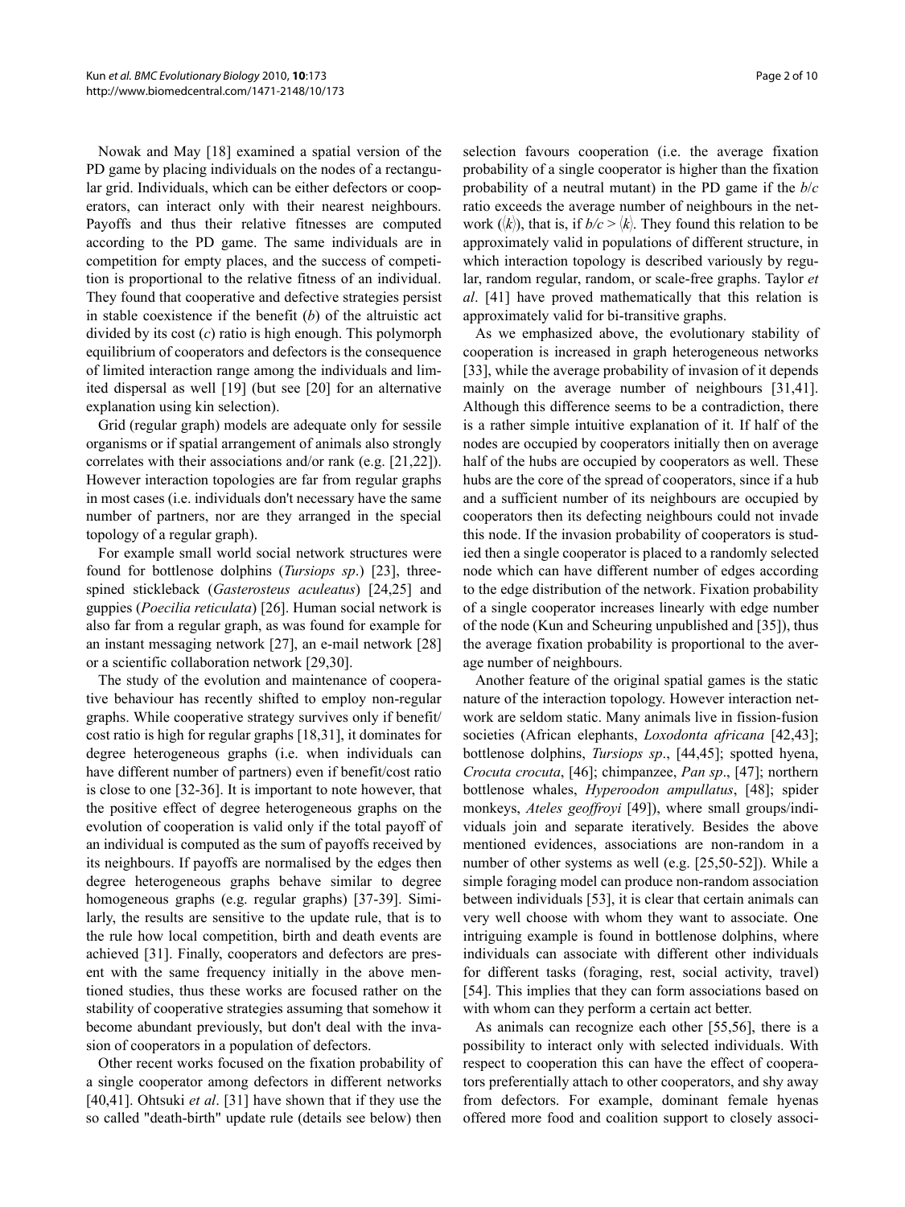Nowak and May [18] examined a spatial version of the PD game by placing individuals on the nodes of a rectangular grid. Individuals, which can be either defectors or cooperators, can interact only with their nearest neighbours. Payoffs and thus their relative fitnesses are computed according to the PD game. The same individuals are in competition for empty places, and the success of competition is proportional to the relative fitness of an individual. They found that cooperative and defective strategies persist in stable coexistence if the benefit ($b$) of the altruistic act divided by its cost ($c$) ratio is high enough. This polymorph equilibrium of cooperators and defectors is the consequence of limited interaction range among the individuals and limited dispersal as well [19] (but see [20] for an alternative explanation using kin selection).

Grid (regular graph) models are adequate only for sessile organisms or if spatial arrangement of animals also strongly correlates with their associations and/or rank (e.g. [21,22]). However interaction topologies are far from regular graphs in most cases (i.e. individuals don't necessary have the same number of partners, nor are they arranged in the special topology of a regular graph).

For example small world social network structures were found for bottlenose dolphins (*Tursiops sp*.) [23], three-spined stickleback (*Gasterosteus aculeatus*) [24,25] and guppies (*Poecilia reticulata*) [26]. Human social network is also far from a regular graph, as was found for example for an instant messaging network [27], an e-mail network [28] or a scientific collaboration network [29,30].

The study of the evolution and maintenance of cooperative behaviour has recently shifted to employ non-regular graphs. While cooperative strategy survives only if benefit/cost ratio is high for regular graphs [18,31], it dominates for degree heterogeneous graphs (i.e. when individuals can have different number of partners) even if benefit/cost ratio is close to one [32-36]. It is important to note however, that the positive effect of degree heterogeneous graphs on the evolution of cooperation is valid only if the total payoff of an individual is computed as the sum of payoffs received by its neighbours. If payoffs are normalised by the edges then degree heterogeneous graphs behave similar to degree homogeneous graphs (e.g. regular graphs) [37-39]. Similarly, the results are sensitive to the update rule, that is to the rule how local competition, birth and death events are achieved [31]. Finally, cooperators and defectors are present with the same frequency initially in the above mentioned studies, thus these works are focused rather on the stability of cooperative strategies assuming that somehow it become abundant previously, but don't deal with the invasion of cooperators in a population of defectors.

Other recent works focused on the fixation probability of a single cooperator among defectors in different networks [40,41]. Ohtsuki *et al*. [31] have shown that if they use the so called "death-birth" update rule (details see below) then selection favours cooperation (i.e. the average fixation probability of a single cooperator is higher than the fixation probability of a neutral mutant) in the PD game if the $b/c$ ratio exceeds the average number of neighbours in the network ($\langle k \rangle$), that is, if $b/c > \langle k \rangle$. They found this relation to be approximately valid in populations of different structure, in which interaction topology is described variously by regular, random regular, random, or scale-free graphs. Taylor *et al*. [41] have proved mathematically that this relation is approximately valid for bi-transitive graphs.

As we emphasized above, the evolutionary stability of cooperation is increased in graph heterogeneous networks [33], while the average probability of invasion of it depends mainly on the average number of neighbours [31,41]. Although this difference seems to be a contradiction, there is a rather simple intuitive explanation of it. If half of the nodes are occupied by cooperators initially then on average half of the hubs are occupied by cooperators as well. These hubs are the core of the spread of cooperators, since if a hub and a sufficient number of its neighbours are occupied by cooperators then its defecting neighbours could not invade this node. If the invasion probability of cooperators is studied then a single cooperator is placed to a randomly selected node which can have different number of edges according to the edge distribution of the network. Fixation probability of a single cooperator increases linearly with edge number of the node (Kun and Scheuring unpublished and [35]), thus the average fixation probability is proportional to the average number of neighbours.

Another feature of the original spatial games is the static nature of the interaction topology. However interaction network are seldom static. Many animals live in fission-fusion societies (African elephants, *Loxodonta africana* [42,43]; bottlenose dolphins, *Tursiops sp*., [44,45]; spotted hyena, *Crocuta crocuta*, [46]; chimpanzee, *Pan sp*., [47]; northern bottlenose whales, *Hyperoodon ampullatus*, [48]; spider monkeys, *Ateles geoffroyi* [49]), where small groups/individuals join and separate iteratively. Besides the above mentioned evidences, associations are non-random in a number of other systems as well (e.g. [25,50-52]). While a simple foraging model can produce non-random association between individuals [53], it is clear that certain animals can very well choose with whom they want to associate. One intriguing example is found in bottlenose dolphins, where individuals can associate with different other individuals for different tasks (foraging, rest, social activity, travel) [54]. This implies that they can form associations based on with whom can they perform a certain act better.

As animals can recognize each other [55,56], there is a possibility to interact only with selected individuals. With respect to cooperation this can have the effect of cooperators preferentially attach to other cooperators, and shy away from defectors. For example, dominant female hyenas offered more food and coalition support to closely associ-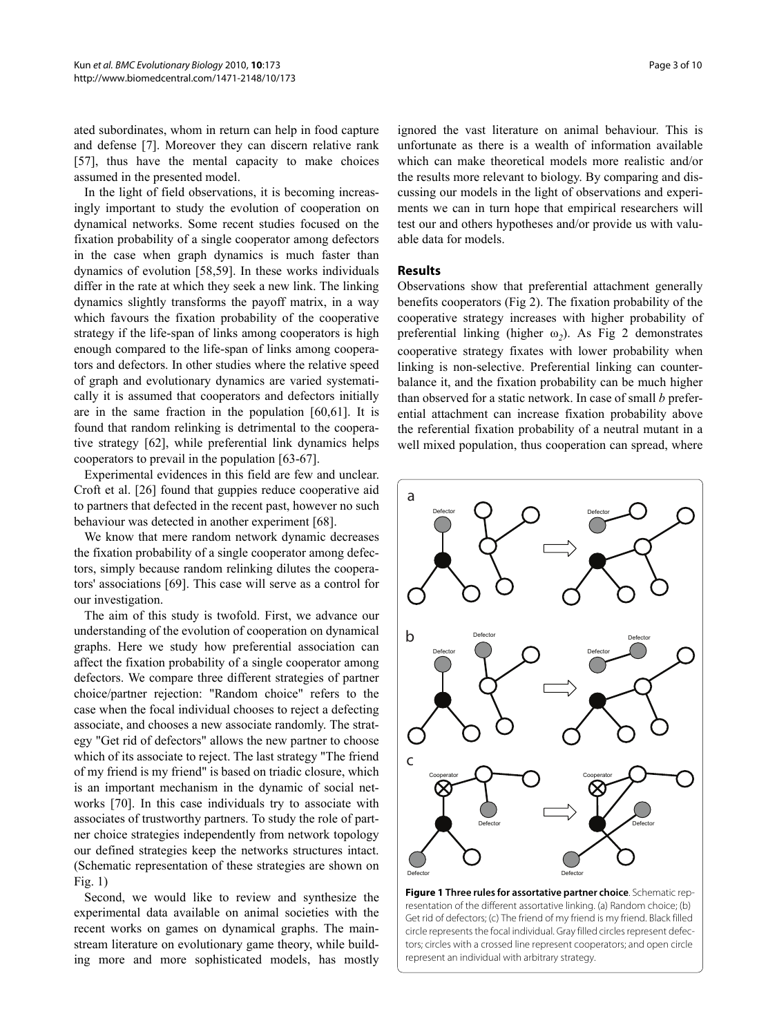ated subordinates, whom in return can help in food capture and defense [7]. Moreover they can discern relative rank [57], thus have the mental capacity to make choices assumed in the presented model.

In the light of field observations, it is becoming increasingly important to study the evolution of cooperation on dynamical networks. Some recent studies focused on the fixation probability of a single cooperator among defectors in the case when graph dynamics is much faster than dynamics of evolution [58,59]. In these works individuals differ in the rate at which they seek a new link. The linking dynamics slightly transforms the payoff matrix, in a way which favours the fixation probability of the cooperative strategy if the life-span of links among cooperators is high enough compared to the life-span of links among cooperators and defectors. In other studies where the relative speed of graph and evolutionary dynamics are varied systematically it is assumed that cooperators and defectors initially are in the same fraction in the population [60,61]. It is found that random relinking is detrimental to the cooperative strategy [62], while preferential link dynamics helps cooperators to prevail in the population [63-67].

Experimental evidences in this field are few and unclear. Croft et al. [26] found that guppies reduce cooperative aid to partners that defected in the recent past, however no such behaviour was detected in another experiment [68].

We know that mere random network dynamic decreases the fixation probability of a single cooperator among defectors, simply because random relinking dilutes the cooperators' associations [69]. This case will serve as a control for our investigation.

The aim of this study is twofold. First, we advance our understanding of the evolution of cooperation on dynamical graphs. Here we study how preferential association can affect the fixation probability of a single cooperator among defectors. We compare three different strategies of partner choice/partner rejection: "Random choice" refers to the case when the focal individual chooses to reject a defecting associate, and chooses a new associate randomly. The strategy "Get rid of defectors" allows the new partner to choose which of its associate to reject. The last strategy "The friend of my friend is my friend" is based on triadic closure, which is an important mechanism in the dynamic of social networks [70]. In this case individuals try to associate with associates of trustworthy partners. To study the role of partner choice strategies independently from network topology our defined strategies keep the networks structures intact. (Schematic representation of these strategies are shown on Fig. 1)

Second, we would like to review and synthesize the experimental data available on animal societies with the recent works on games on dynamical graphs. The mainstream literature on evolutionary game theory, while building more and more sophisticated models, has mostly ignored the vast literature on animal behaviour. This is unfortunate as there is a wealth of information available which can make theoretical models more realistic and/or the results more relevant to biology. By comparing and discussing our models in the light of observations and experiments we can in turn hope that empirical researchers will test our and others hypotheses and/or provide us with valuable data for models.

## Results

Observations show that preferential attachment generally benefits cooperators (Fig 2). The fixation probability of the cooperative strategy increases with higher probability of preferential linking (higher $\omega_2$). As Fig 2 demonstrates cooperative strategy fixates with lower probability when linking is non-selective. Preferential linking can counterbalance it, and the fixation probability can be much higher than observed for a static network. In case of small $b$ preferential attachment can increase fixation probability above the referential fixation probability of a neutral mutant in a well mixed population, thus cooperation can spread, where

**Figure 1 Three rules for assortative partner choice**. Schematic representation of the different assortative linking. (a) Random choice; (b) Get rid of defectors; (c) The friend of my friend is my friend. Black filled circle represents the focal individual. Gray filled circles represent defectors; circles with a crossed line represent cooperators; and open circle represent an individual with arbitrary strategy.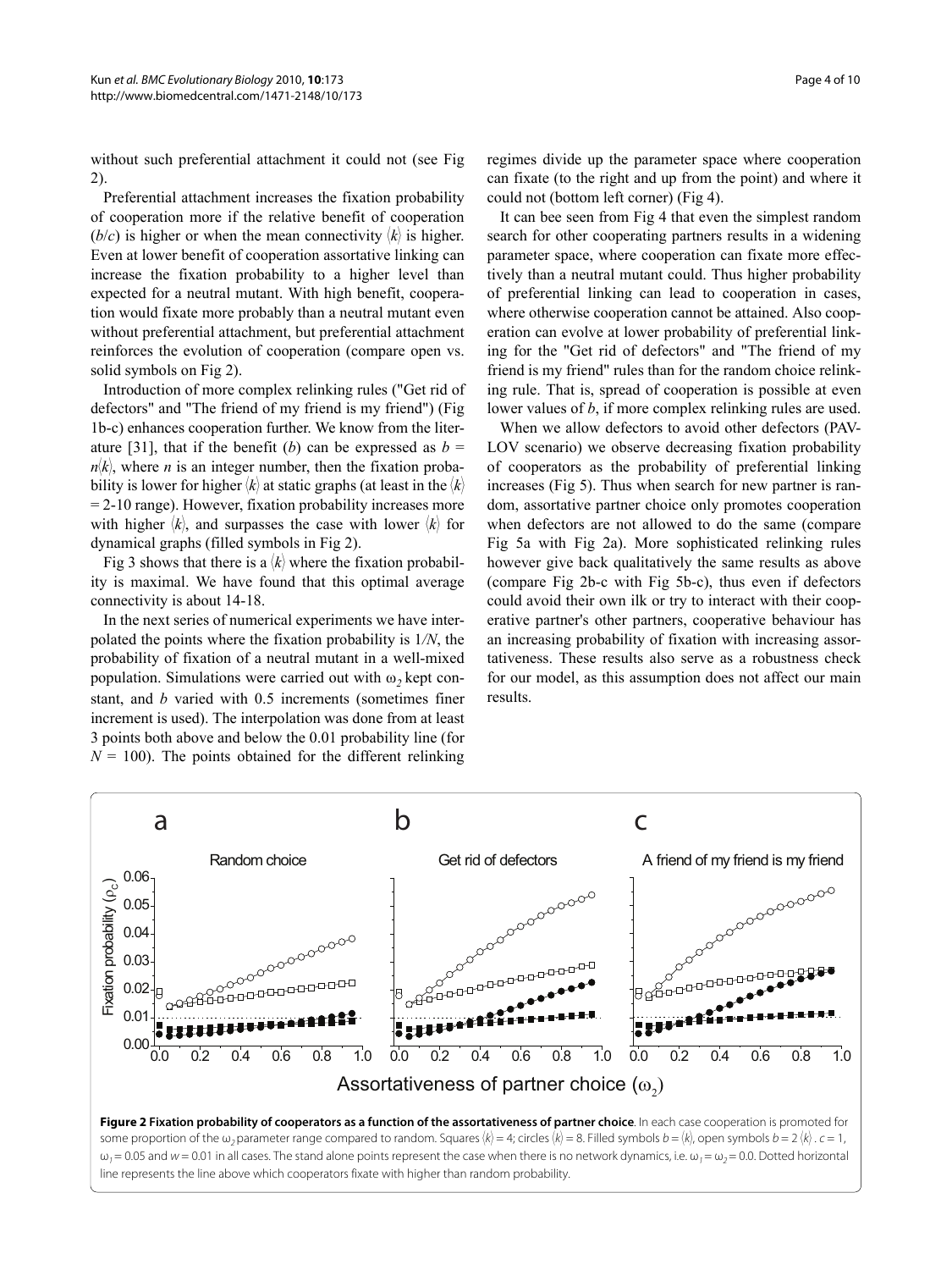without such preferential attachment it could not (see Fig 2).

Preferential attachment increases the fixation probability of cooperation more if the relative benefit of cooperation ($b/c$) is higher or when the mean connectivity $\langle k \rangle$ is higher. Even at lower benefit of cooperation assortative linking can increase the fixation probability to a higher level than expected for a neutral mutant. With high benefit, cooperation would fixate more probably than a neutral mutant even without preferential attachment, but preferential attachment reinforces the evolution of cooperation (compare open vs. solid symbols on Fig 2).

Introduction of more complex relinking rules ("Get rid of defectors" and "The friend of my friend is my friend") (Fig 1b-c) enhances cooperation further. We know from the literature [31], that if the benefit ($b$) can be expressed as $b = n\langle k \rangle$, where $n$ is an integer number, then the fixation probability is lower for higher $\langle k \rangle$ at static graphs (at least in the $\langle k \rangle$ = 2-10 range). However, fixation probability increases more with higher $\langle k \rangle$, and surpasses the case with lower $\langle k \rangle$ for dynamical graphs (filled symbols in Fig 2).

Fig 3 shows that there is a $\langle k \rangle$ where the fixation probability is maximal. We have found that this optimal average connectivity is about 14-18.

In the next series of numerical experiments we have interpolated the points where the fixation probability is $1/N$, the probability of fixation of a neutral mutant in a well-mixed population. Simulations were carried out with $\omega_2$ kept constant, and $b$ varied with 0.5 increments (sometimes finer increment is used). The interpolation was done from at least 3 points both above and below the 0.01 probability line (for $N = 100$). The points obtained for the different relinking regimes divide up the parameter space where cooperation can fixate (to the right and up from the point) and where it could not (bottom left corner) (Fig 4).

It can bee seen from Fig 4 that even the simplest random search for other cooperating partners results in a widening parameter space, where cooperation can fixate more effectively than a neutral mutant could. Thus higher probability of preferential linking can lead to cooperation in cases, where otherwise cooperation cannot be attained. Also cooperation can evolve at lower probability of preferential linking for the "Get rid of defectors" and "The friend of my friend is my friend" rules than for the random choice relinking rule. That is, spread of cooperation is possible at even lower values of $b$, if more complex relinking rules are used.

When we allow defectors to avoid other defectors (PAVLOV scenario) we observe decreasing fixation probability of cooperators as the probability of preferential linking increases (Fig 5). Thus when search for new partner is random, assortative partner choice only promotes cooperation when defectors are not allowed to do the same (compare Fig 5a with Fig 2a). More sophisticated relinking rules however give back qualitatively the same results as above (compare Fig 2b-c with Fig 5b-c), thus even if defectors could avoid their own ilk or try to interact with their cooperative partner's other partners, cooperative behaviour has an increasing probability of fixation with increasing assortativeness. These results also serve as a robustness check for our model, as this assumption does not affect our main results.

**Figure 2 Fixation probability of cooperators as a function of the assortativeness of partner choice**. In each case cooperation is promoted for some proportion of the $\omega_2$ parameter range compared to random. Squares $\langle k \rangle = 4$; circles $\langle k \rangle = 8$. Filled symbols $b = \langle k \rangle$, open symbols $b = 2\langle k \rangle$. $c = 1$, $\omega_1 = 0.05$ and $w = 0.01$ in all cases. The stand alone points represent the case when there is no network dynamics, i.e. $\omega_1 = \omega_2 = 0.0$. Dotted horizontal line represents the line above which cooperators fixate with higher than random probability.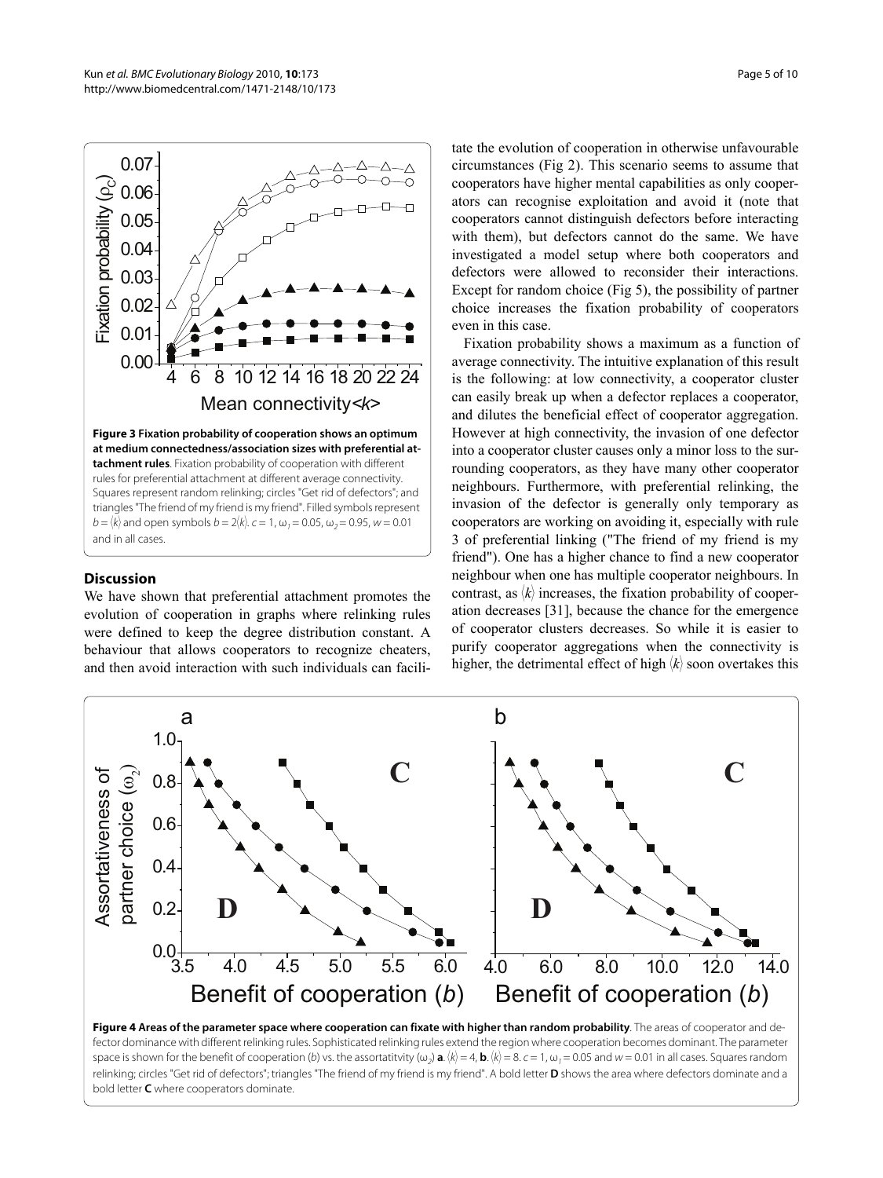**Figure 3 Fixation probability of cooperation shows an optimum at medium connectedness/association sizes with preferential attachment rules**. Fixation probability of cooperation with different rules for preferential attachment at different average connectivity. Squares represent random relinking; circles "Get rid of defectors"; and triangles "The friend of my friend is my friend". Filled symbols represent $b = \langle k \rangle$ and open symbols $b = 2\langle k \rangle$. $c = 1$, $\omega_1 = 0.05$, $\omega_2 = 0.95$, $w = 0.01$ and in all cases.

## Discussion

We have shown that preferential attachment promotes the evolution of cooperation in graphs where relinking rules were defined to keep the degree distribution constant. A behaviour that allows cooperators to recognize cheaters, and then avoid interaction with such individuals can facilitate the evolution of cooperation in otherwise unfavourable circumstances (Fig 2). This scenario seems to assume that cooperators have higher mental capabilities as only cooperators can recognise exploitation and avoid it (note that cooperators cannot distinguish defectors before interacting with them), but defectors cannot do the same. We have investigated a model setup where both cooperators and defectors were allowed to reconsider their interactions. Except for random choice (Fig 5), the possibility of partner choice increases the fixation probability of cooperators even in this case.

Fixation probability shows a maximum as a function of average connectivity. The intuitive explanation of this result is the following: at low connectivity, a cooperator cluster can easily break up when a defector replaces a cooperator, and dilutes the beneficial effect of cooperator aggregation. However at high connectivity, the invasion of one defector into a cooperator cluster causes only a minor loss to the surrounding cooperators, as they have many other cooperator neighbours. Furthermore, with preferential relinking, the invasion of the defector is generally only temporary as cooperators are working on avoiding it, especially with rule 3 of preferential linking ("The friend of my friend is my friend"). One has a higher chance to find a new cooperator neighbour when one has multiple cooperator neighbours. In contrast, as $\langle k \rangle$ increases, the fixation probability of cooperation decreases [31], because the chance for the emergence of cooperator clusters decreases. So while it is easier to purify cooperator aggregations when the connectivity is higher, the detrimental effect of high $\langle k \rangle$ soon overtakes this

**Figure 4 Areas of the parameter space where cooperation can fixate with higher than random probability**. The areas of cooperator and defector dominance with different relinking rules. Sophisticated relinking rules extend the region where cooperation becomes dominant. The parameter space is shown for the benefit of cooperation ($b$) vs. the assortatitvity ($\omega_2$) **a**. $\langle k \rangle = 4$, **b**. $\langle k \rangle = 8$. $c = 1$, $\omega_1 = 0.05$ and $w = 0.01$ in all cases. Squares random relinking; circles "Get rid of defectors"; triangles "The friend of my friend is my friend". A bold letter **D** shows the area where defectors dominate and a bold letter **C** where cooperators dominate.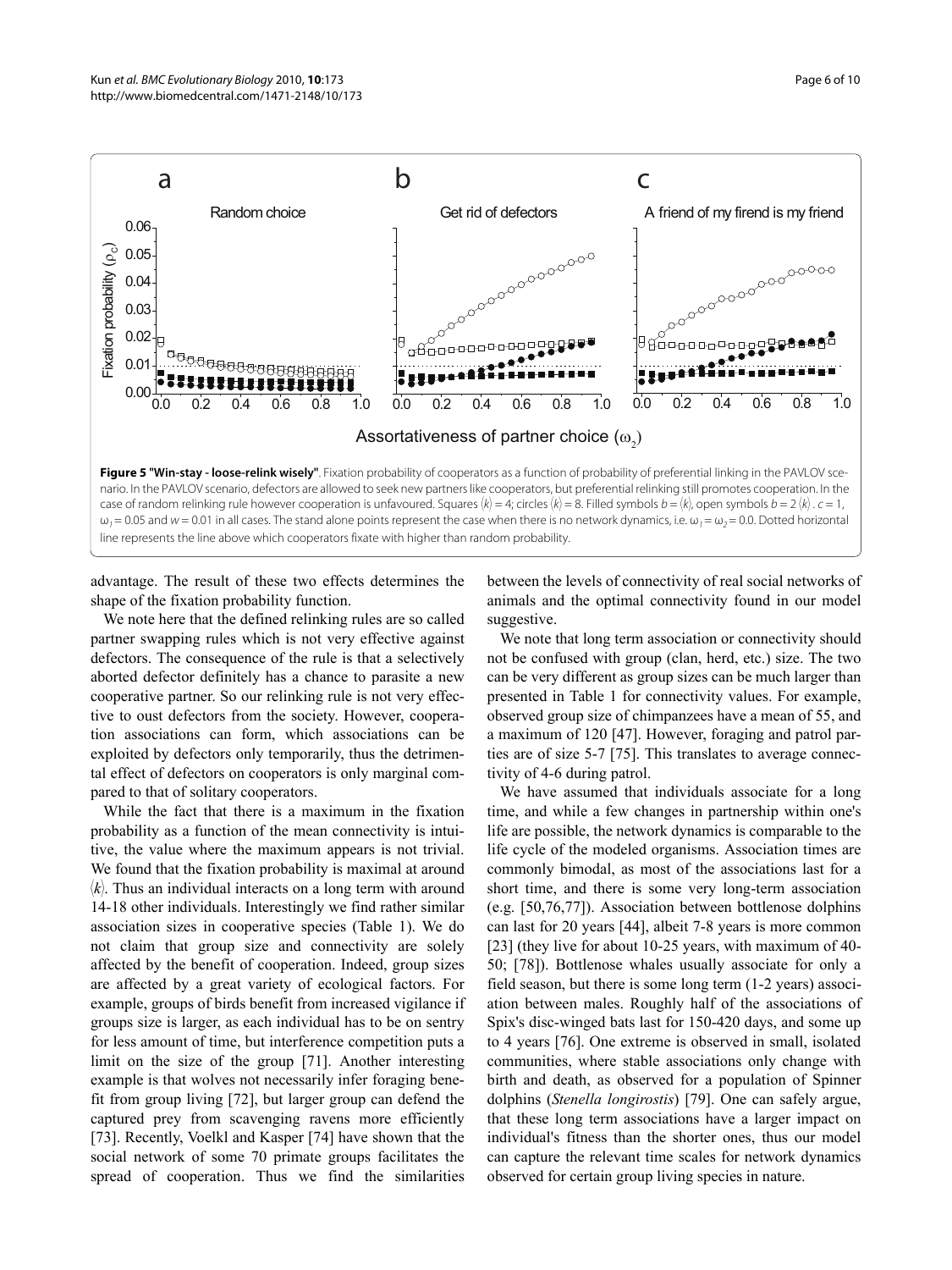**Figure 5 "Win-stay - loose-relink wisely"**. Fixation probability of cooperators as a function of probability of preferential linking in the PAVLOV scenario. In the PAVLOV scenario, defectors are allowed to seek new partners like cooperators, but preferential relinking still promotes cooperation. In the case of random relinking rule however cooperation is unfavoured. Squares $\langle k \rangle = 4$; circles $\langle k \rangle = 8$. Filled symbols $b = \langle k \rangle$, open symbols $b = 2\langle k \rangle$. $c = 1$, $\omega_1 = 0.05$ and $w = 0.01$ in all cases. The stand alone points represent the case when there is no network dynamics, i.e. $\omega_1 = \omega_2 = 0.0$. Dotted horizontal line represents the line above which cooperators fixate with higher than random probability.

advantage. The result of these two effects determines the shape of the fixation probability function.

We note here that the defined relinking rules are so called partner swapping rules which is not very effective against defectors. The consequence of the rule is that a selectively aborted defector definitely has a chance to parasite a new cooperative partner. So our relinking rule is not very effective to oust defectors from the society. However, cooperation associations can form, which associations can be exploited by defectors only temporarily, thus the detrimental effect of defectors on cooperators is only marginal compared to that of solitary cooperators.

While the fact that there is a maximum in the fixation probability as a function of the mean connectivity is intuitive, the value where the maximum appears is not trivial. We found that the fixation probability is maximal at around $\langle k \rangle$. Thus an individual interacts on a long term with around 14-18 other individuals. Interestingly we find rather similar association sizes in cooperative species (Table 1). We do not claim that group size and connectivity are solely affected by the benefit of cooperation. Indeed, group sizes are affected by a great variety of ecological factors. For example, groups of birds benefit from increased vigilance if groups size is larger, as each individual has to be on sentry for less amount of time, but interference competition puts a limit on the size of the group [71]. Another interesting example is that wolves not necessarily infer foraging benefit from group living [72], but larger group can defend the captured prey from scavenging ravens more efficiently [73]. Recently, Voelkl and Kasper [74] have shown that the social network of some 70 primate groups facilitates the spread of cooperation. Thus we find the similarities between the levels of connectivity of real social networks of animals and the optimal connectivity found in our model suggestive.

We note that long term association or connectivity should not be confused with group (clan, herd, etc.) size. The two can be very different as group sizes can be much larger than presented in Table 1 for connectivity values. For example, observed group size of chimpanzees have a mean of 55, and a maximum of 120 [47]. However, foraging and patrol parties are of size 5-7 [75]. This translates to average connectivity of 4-6 during patrol.

We have assumed that individuals associate for a long time, and while a few changes in partnership within one's life are possible, the network dynamics is comparable to the life cycle of the modeled organisms. Association times are commonly bimodal, as most of the associations last for a short time, and there is some very long-term association (e.g. [50,76,77]). Association between bottlenose dolphins can last for 20 years [44], albeit 7-8 years is more common [23] (they live for about 10-25 years, with maximum of 40-50; [78]). Bottlenose whales usually associate for only a field season, but there is some long term (1-2 years) association between males. Roughly half of the associations of Spix's disc-winged bats last for 150-420 days, and some up to 4 years [76]. One extreme is observed in small, isolated communities, where stable associations only change with birth and death, as observed for a population of Spinner dolphins (*Stenella longirostis*) [79]. One can safely argue, that these long term associations have a larger impact on individual's fitness than the shorter ones, thus our model can capture the relevant time scales for network dynamics observed for certain group living species in nature.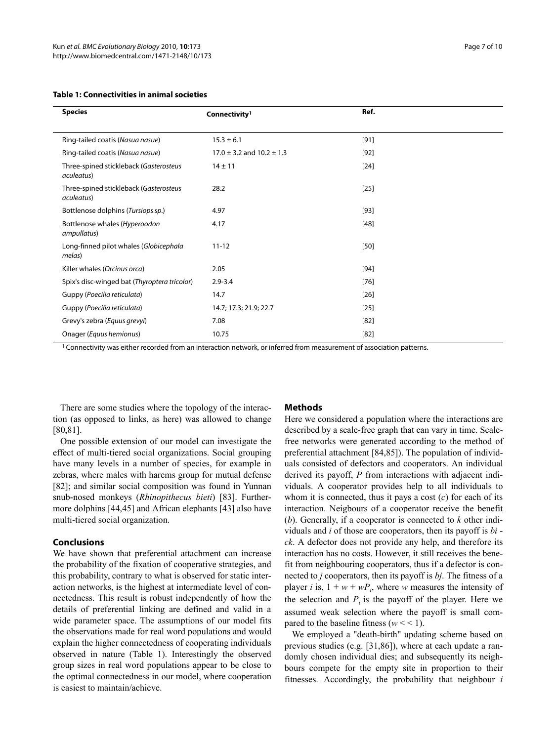**Table 1: Connectivities in animal societies**

| Species | Connectivity[1] | Ref. |
|---|---|---|
| Ring-tailed coatis (*Nasua nasue*) | 15.3 ± 6.1 | [91] |
| Ring-tailed coatis (*Nasua nasue*) | 17.0 ± 3.2 and 10.2 ± 1.3 | [92] |
| Three-spined stickleback (*Gasterosteus aculeatus*) | 14 ± 11 | [24] |
| Three-spined stickleback (*Gasterosteus aculeatus*) | 28.2 | [25] |
| Bottlenose dolphins (*Tursiops sp.*) | 4.97 | [93] |
| Bottlenose whales (*Hyperoodon ampullatus*) | 4.17 | [48] |
| Long-finned pilot whales (*Globicephala melas*) | 11-12 | [50] |
| Killer whales (*Orcinus orca*) | 2.05 | [94] |
| Spix's disc-winged bat (*Thyroptera tricolor*) | 2.9-3.4 | [76] |
| Guppy (*Poecilia reticulata*) | 14.7 | [26] |
| Guppy (*Poecilia reticulata*) | 14.7; 17.3; 21.9; 22.7 | [25] |
| Grevy's zebra (*Equus grevyi*) | 7.08 | [82] |
| Onager (*Equus hemionus*) | 10.75 | [82] |

[1] Connectivity was either recorded from an interaction network, or inferred from measurement of association patterns.

There are some studies where the topology of the interaction (as opposed to links, as here) was allowed to change [80,81].

One possible extension of our model can investigate the effect of multi-tiered social organizations. Social grouping have many levels in a number of species, for example in zebras, where males with harems group for mutual defense [82]; and similar social composition was found in Yunnan snub-nosed monkeys (*Rhinopithecus bieti*) [83]. Furthermore dolphins [44,45] and African elephants [43] also have multi-tiered social organization.

## Conclusions

We have shown that preferential attachment can increase the probability of the fixation of cooperative strategies, and this probability, contrary to what is observed for static interaction networks, is the highest at intermediate level of connectedness. This result is robust independently of how the details of preferential linking are defined and valid in a wide parameter space. The assumptions of our model fits the observations made for real word populations and would explain the higher connectedness of cooperating individuals observed in nature (Table 1). Interestingly the observed group sizes in real word populations appear to be close to the optimal connectedness in our model, where cooperation is easiest to maintain/achieve.

## Methods

Here we considered a population where the interactions are described by a scale-free graph that can vary in time. Scale-free networks were generated according to the method of preferential attachment [84,85]). The population of individuals consisted of defectors and cooperators. An individual derived its payoff, $P$ from interactions with adjacent individuals. A cooperator provides help to all individuals to whom it is connected, thus it pays a cost ($c$) for each of its interaction. Neigbours of a cooperator receive the benefit ($b$). Generally, if a cooperator is connected to $k$ other individuals and $i$ of those are cooperators, then its payoff is $bi - ck$. A defector does not provide any help, and therefore its interaction has no costs. However, it still receives the benefit from neighbouring cooperators, thus if a defector is connected to $j$ cooperators, then its payoff is $bj$. The fitness of a player $i$ is, $1 + w + wP_i$, where $w$ measures the intensity of the selection and $P_i$ is the payoff of the player. Here we assumed weak selection where the payoff is small compared to the baseline fitness ($w << 1$).

We employed a "death-birth" updating scheme based on previous studies (e.g. [31,86]), where at each update a randomly chosen individual dies; and subsequently its neighbours compete for the empty site in proportion to their fitnesses. Accordingly, the probability that neighbour $i$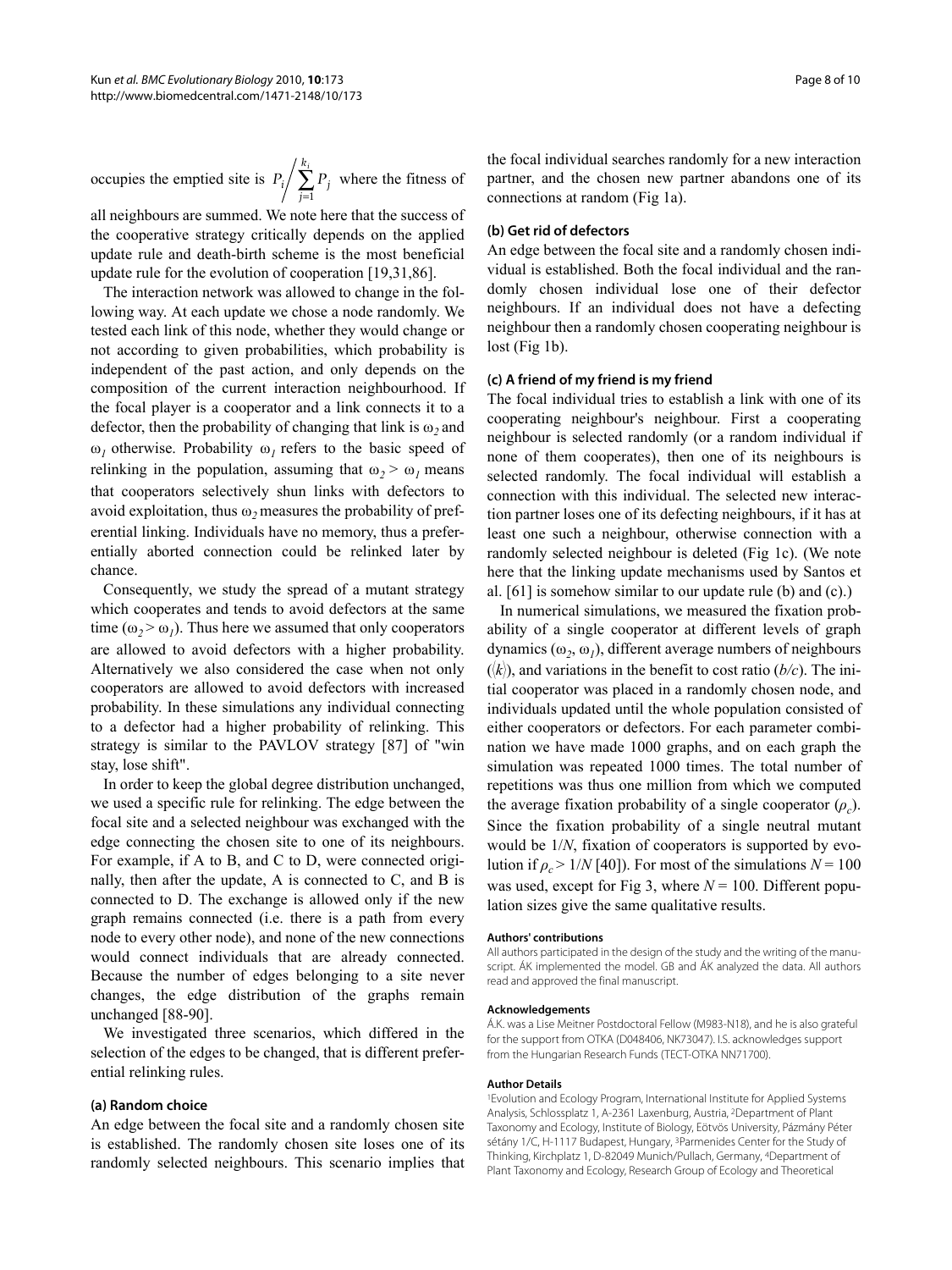occupies the emptied site is $P_i \Big/ \sum_{j=1}^{k_i} P_j$ where the fitness of all neighbours are summed. We note here that the success of the cooperative strategy critically depends on the applied update rule and death-birth scheme is the most beneficial update rule for the evolution of cooperation [19,31,86].

The interaction network was allowed to change in the following way. At each update we chose a node randomly. We tested each link of this node, whether they would change or not according to given probabilities, which probability is independent of the past action, and only depends on the composition of the current interaction neighbourhood. If the focal player is a cooperator and a link connects it to a defector, then the probability of changing that link is $\omega_2$ and $\omega_1$ otherwise. Probability $\omega_1$ refers to the basic speed of relinking in the population, assuming that $\omega_2 > \omega_1$ means that cooperators selectively shun links with defectors to avoid exploitation, thus $\omega_2$ measures the probability of preferential linking. Individuals have no memory, thus a preferentially aborted connection could be relinked later by chance.

Consequently, we study the spread of a mutant strategy which cooperates and tends to avoid defectors at the same time ($\omega_2 > \omega_1$). Thus here we assumed that only cooperators are allowed to avoid defectors with a higher probability. Alternatively we also considered the case when not only cooperators are allowed to avoid defectors with increased probability. In these simulations any individual connecting to a defector had a higher probability of relinking. This strategy is similar to the PAVLOV strategy [87] of "win stay, lose shift".

In order to keep the global degree distribution unchanged, we used a specific rule for relinking. The edge between the focal site and a selected neighbour was exchanged with the edge connecting the chosen site to one of its neighbours. For example, if A to B, and C to D, were connected originally, then after the update, A is connected to C, and B is connected to D. The exchange is allowed only if the new graph remains connected (i.e. there is a path from every node to every other node), and none of the new connections would connect individuals that are already connected. Because the number of edges belonging to a site never changes, the edge distribution of the graphs remain unchanged [88-90].

We investigated three scenarios, which differed in the selection of the edges to be changed, that is different preferential relinking rules.

#### (a) Random choice

An edge between the focal site and a randomly chosen site is established. The randomly chosen site loses one of its randomly selected neighbours. This scenario implies that the focal individual searches randomly for a new interaction partner, and the chosen new partner abandons one of its connections at random (Fig 1a).

#### (b) Get rid of defectors

An edge between the focal site and a randomly chosen individual is established. Both the focal individual and the randomly chosen individual lose one of their defector neighbours. If an individual does not have a defecting neighbour then a randomly chosen cooperating neighbour is lost (Fig 1b).

#### (c) A friend of my friend is my friend

The focal individual tries to establish a link with one of its cooperating neighbour's neighbour. First a cooperating neighbour is selected randomly (or a random individual if none of them cooperates), then one of its neighbours is selected randomly. The focal individual will establish a connection with this individual. The selected new interaction partner loses one of its defecting neighbours, if it has at least one such a neighbour, otherwise connection with a randomly selected neighbour is deleted (Fig 1c). (We note here that the linking update mechanisms used by Santos et al. [61] is somehow similar to our update rule (b) and (c).)

In numerical simulations, we measured the fixation probability of a single cooperator at different levels of graph dynamics ($\omega_2$, $\omega_1$), different average numbers of neighbours ($\langle k \rangle$), and variations in the benefit to cost ratio ($b/c$). The initial cooperator was placed in a randomly chosen node, and individuals updated until the whole population consisted of either cooperators or defectors. For each parameter combination we have made 1000 graphs, and on each graph the simulation was repeated 1000 times. The total number of repetitions was thus one million from which we computed the average fixation probability of a single cooperator ($\rho_c$). Since the fixation probability of a single neutral mutant would be $1/N$, fixation of cooperators is supported by evolution if $\rho_c > 1/N$ [40]). For most of the simulations $N = 100$ was used, except for Fig 3, where $N = 100$. Different population sizes give the same qualitative results.

#### Authors' contributions

All authors participated in the design of the study and the writing of the manuscript. ÁK implemented the model. GB and ÁK analyzed the data. All authors read and approved the final manuscript.

#### Acknowledgements

Á.K. was a Lise Meitner Postdoctoral Fellow (M983-N18), and he is also grateful for the support from OTKA (D048406, NK73047). I.S. acknowledges support from the Hungarian Research Funds (TECT-OTKA NN71700).

#### Author Details

[1]Evolution and Ecology Program, International Institute for Applied Systems Analysis, Schlossplatz 1, A-2361 Laxenburg, Austria, [2]Department of Plant Taxonomy and Ecology, Institute of Biology, Eötvös University, Pázmány Péter sétány 1/C, H-1117 Budapest, Hungary, [3]Parmenides Center for the Study of Thinking, Kirchplatz 1, D-82049 Munich/Pullach, Germany, [4]Department of Plant Taxonomy and Ecology, Research Group of Ecology and Theoretical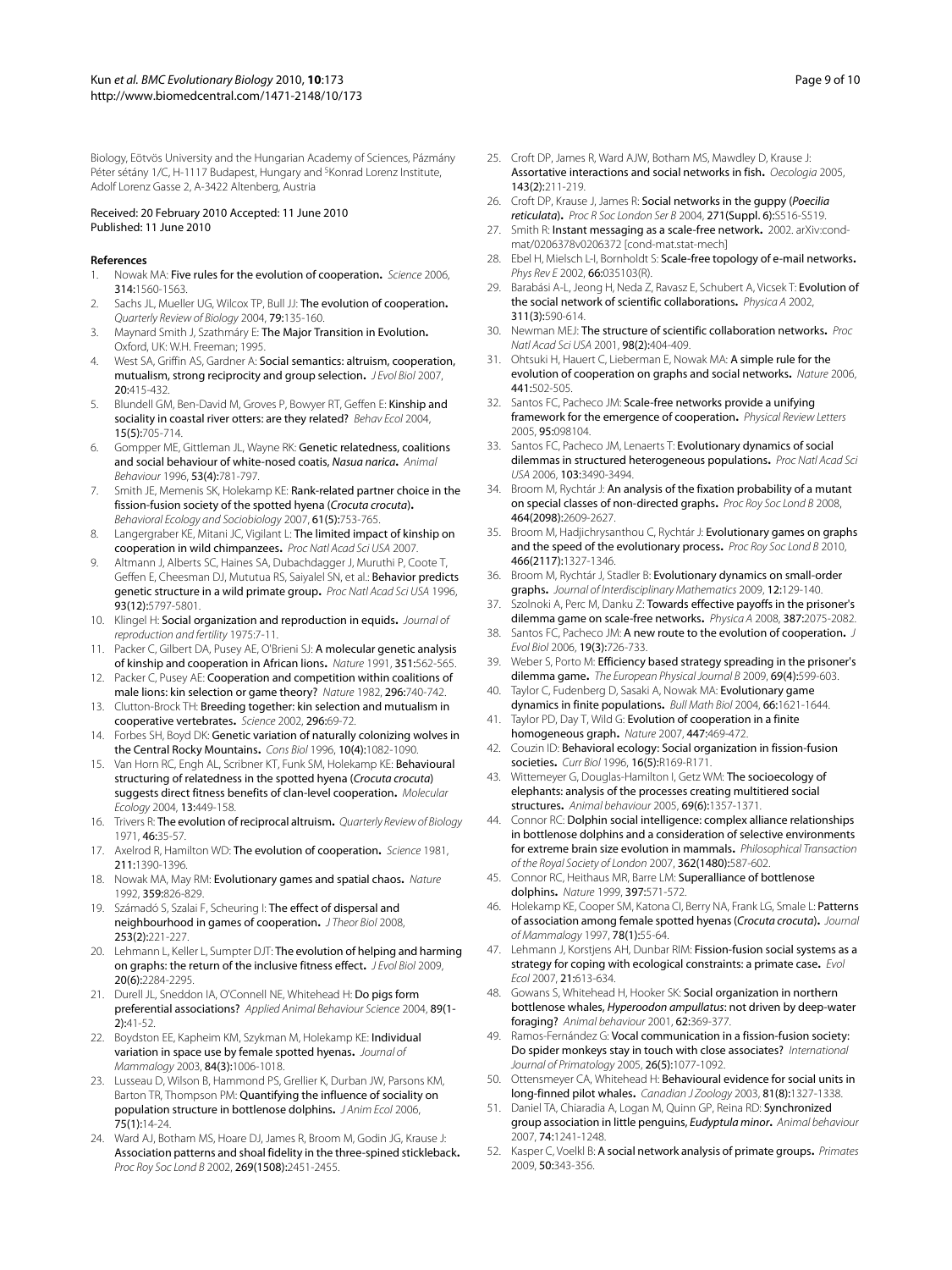Biology, Eötvös University and the Hungarian Academy of Sciences, Pázmány Péter sétány 1/C, H-1117 Budapest, Hungary and [5]Konrad Lorenz Institute, Adolf Lorenz Gasse 2, A-3422 Altenberg, Austria

Received: 20 February 2010 Accepted: 11 June 2010
Published: 11 June 2010

## References

1. Nowak MA: **Five rules for the evolution of cooperation.** *Science* 2006, **314:**1560-1563.
2. Sachs JL, Mueller UG, Wilcox TP, Bull JJ: **The evolution of cooperation.** *Quarterly Review of Biology* 2004, **79:**135-160.
3. Maynard Smith J, Szathmáry E: **The Major Transition in Evolution.** Oxford, UK: W.H. Freeman; 1995.
4. West SA, Griffin AS, Gardner A: **Social semantics: altruism, cooperation, mutualism, strong reciprocity and group selection.** *J Evol Biol* 2007, **20:**415-432.
5. Blundell GM, Ben-David M, Groves P, Bowyer RT, Geffen E: **Kinship and sociality in coastal river otters: are they related?** *Behav Ecol* 2004, **15(5):**705-714.
6. Gompper ME, Gittleman JL, Wayne RK: **Genetic relatedness, coalitions and social behaviour of white-nosed coatis, *Nasua narica*.** *Animal Behaviour* 1996, **53(4):**781-797.
7. Smith JE, Memenis SK, Holekamp KE: **Rank-related partner choice in the fission-fusion society of the spotted hyena (*Crocuta crocuta*).** *Behavioral Ecology and Sociobiology* 2007, **61(5):**753-765.
8. Langergraber KE, Mitani JC, Vigilant L: **The limited impact of kinship on cooperation in wild chimpanzees.** *Proc Natl Acad Sci USA* 2007.
9. Altmann J, Alberts SC, Haines SA, Dubachdagger J, Muruthi P, Coote T, Geffen E, Cheesman DJ, Mututua RS, Saiyalel SN, et al.: **Behavior predicts genetic structure in a wild primate group.** *Proc Natl Acad Sci USA* 1996, **93(12):**5797-5801.
10. Klingel H: **Social organization and reproduction in equids.** *Journal of reproduction and fertility* 1975:7-11.
11. Packer C, Gilbert DA, Pusey AE, O'Brieni SJ: **A molecular genetic analysis of kinship and cooperation in African lions.** *Nature* 1991, **351:**562-565.
12. Packer C, Pusey AE: **Cooperation and competition within coalitions of male lions: kin selection or game theory?** *Nature* 1982, **296:**740-742.
13. Clutton-Brock TH: **Breeding together: kin selection and mutualism in cooperative vertebrates.** *Science* 2002, **296:**69-72.
14. Forbes SH, Boyd DK: **Genetic variation of naturally colonizing wolves in the Central Rocky Mountains.** *Cons Biol* 1996, **10(4):**1082-1090.
15. Van Horn RC, Engh AL, Scribner KT, Funk SM, Holekamp KE: **Behavioural structuring of relatedness in the spotted hyena (*Crocuta crocuta*) suggests direct fitness benefits of clan-level cooperation.** *Molecular Ecology* 2004, **13:**449-158.
16. Trivers R: **The evolution of reciprocal altruism.** *Quarterly Review of Biology* 1971, **46:**35-57.
17. Axelrod R, Hamilton WD: **The evolution of cooperation.** *Science* 1981, **211:**1390-1396.
18. Nowak MA, May RM: **Evolutionary games and spatial chaos.** *Nature* 1992, **359:**826-829.
19. Számadó S, Szalai F, Scheuring I: **The effect of dispersal and neighbourhood in games of cooperation.** *J Theor Biol* 2008, **253(2):**221-227.
20. Lehmann L, Keller L, Sumpter DJT: **The evolution of helping and harming on graphs: the return of the inclusive fitness effect.** *J Evol Biol* 2009, **20(6):**2284-2295.
21. Durell JL, Sneddon IA, O'Connell NE, Whitehead H: **Do pigs form preferential associations?** *Applied Animal Behaviour Science* 2004, **89(1-2):**41-52.
22. Boydston EE, Kapheim KM, Szykman M, Holekamp KE: **Individual variation in space use by female spotted hyenas.** *Journal of Mammalogy* 2003, **84(3):**1006-1018.
23. Lusseau D, Wilson B, Hammond PS, Grellier K, Durban JW, Parsons KM, Barton TR, Thompson PM: **Quantifying the influence of sociality on population structure in bottlenose dolphins.** *J Anim Ecol* 2006, **75(1):**14-24.
24. Ward AJ, Botham MS, Hoare DJ, James R, Broom M, Godin JG, Krause J: **Association patterns and shoal fidelity in the three-spined stickleback.** *Proc Roy Soc Lond B* 2002, **269(1508):**2451-2455.
25. Croft DP, James R, Ward AJW, Botham MS, Mawdley D, Krause J: **Assortative interactions and social networks in fish.** *Oecologia* 2005, **143(2):**211-219.
26. Croft DP, Krause J, James R: **Social networks in the guppy (*Poecilia reticulata*).** *Proc R Soc London Ser B* 2004, **271(Suppl. 6):**S516-S519.
27. Smith R: **Instant messaging as a scale-free network.** 2002. arXiv:cond-mat/0206378v0206372 [cond-mat.stat-mech]
28. Ebel H, Mielsch L-I, Bornholdt S: **Scale-free topology of e-mail networks.** *Phys Rev E* 2002, **66:**035103(R).
29. Barabási A-L, Jeong H, Neda Z, Ravasz E, Schubert A, Vicsek T: **Evolution of the social network of scientific collaborations.** *Physica A* 2002, **311(3):**590-614.
30. Newman MEJ: **The structure of scientific collaboration networks.** *Proc Natl Acad Sci USA* 2001, **98(2):**404-409.
31. Ohtsuki H, Hauert C, Lieberman E, Nowak MA: **A simple rule for the evolution of cooperation on graphs and social networks.** *Nature* 2006, **441:**502-505.
32. Santos FC, Pacheco JM: **Scale-free networks provide a unifying framework for the emergence of cooperation.** *Physical Review Letters* 2005, **95:**098104.
33. Santos FC, Pacheco JM, Lenaerts T: **Evolutionary dynamics of social dilemmas in structured heterogeneous populations.** *Proc Natl Acad Sci USA* 2006, **103:**3490-3494.
34. Broom M, Rychtár J: **An analysis of the fixation probability of a mutant on special classes of non-directed graphs.** *Proc Roy Soc Lond B* 2008, **464(2098):**2609-2627.
35. Broom M, Hadjichrysanthou C, Rychtár J: **Evolutionary games on graphs and the speed of the evolutionary process.** *Proc Roy Soc Lond B* 2010, **466(2117):**1327-1346.
36. Broom M, Rychtár J, Stadler B: **Evolutionary dynamics on small-order graphs.** *Journal of Interdisciplinary Mathematics* 2009, **12:**129-140.
37. Szolnoki A, Perc M, Danku Z: **Towards effective payoffs in the prisoner's dilemma game on scale-free networks.** *Physica A* 2008, **387:**2075-2082.
38. Santos FC, Pacheco JM: **A new route to the evolution of cooperation.** *J Evol Biol* 2006, **19(3):**726-733.
39. Weber S, Porto M: **Efficiency based strategy spreading in the prisoner's dilemma game.** *The European Physical Journal B* 2009, **69(4):**599-603.
40. Taylor C, Fudenberg D, Sasaki A, Nowak MA: **Evolutionary game dynamics in finite populations.** *Bull Math Biol* 2004, **66:**1621-1644.
41. Taylor PD, Day T, Wild G: **Evolution of cooperation in a finite homogeneous graph.** *Nature* 2007, **447:**469-472.
42. Couzin ID: **Behavioral ecology: Social organization in fission-fusion societies.** *Curr Biol* 1996, **16(5):**R169-R171.
43. Wittemeyer G, Douglas-Hamilton I, Getz WM: **The socioecology of elephants: analysis of the processes creating multitiered social structures.** *Animal behaviour* 2005, **69(6):**1357-1371.
44. Connor RC: **Dolphin social intelligence: complex alliance relationships in bottlenose dolphins and a consideration of selective environments for extreme brain size evolution in mammals.** *Philosophical Transaction of the Royal Society of London* 2007, **362(1480):**587-602.
45. Connor RC, Heithaus MR, Barre LM: **Superalliance of bottlenose dolphins.** *Nature* 1999, **397:**571-572.
46. Holekamp KE, Cooper SM, Katona CI, Berry NA, Frank LG, Smale L: **Patterns of association among female spotted hyenas (*Crocuta crocuta*).** *Journal of Mammalogy* 1997, **78(1):**55-64.
47. Lehmann J, Korstjens AH, Dunbar RIM: **Fission-fusion social systems as a strategy for coping with ecological constraints: a primate case.** *Evol Ecol* 2007, **21:**613-634.
48. Gowans S, Whitehead H, Hooker SK: **Social organization in northern bottlenose whales, *Hyperoodon ampullatus*: not driven by deep-water foraging?** *Animal behaviour* 2001, **62:**369-377.
49. Ramos-Fernández G: **Vocal communication in a fission-fusion society: Do spider monkeys stay in touch with close associates?** *International Journal of Primatology* 2005, **26(5):**1077-1092.
50. Ottensmeyer CA, Whitehead H: **Behavioural evidence for social units in long-finned pilot whales.** *Canadian J Zoology* 2003, **81(8):**1327-1338.
51. Daniel TA, Chiaradia A, Logan M, Quinn GP, Reina RD: **Synchronized group association in little penguins, *Eudyptula minor*.** *Animal behaviour* 2007, **74:**1241-1248.
52. Kasper C, Voelkl B: **A social network analysis of primate groups.** *Primates* 2009, **50:**343-356.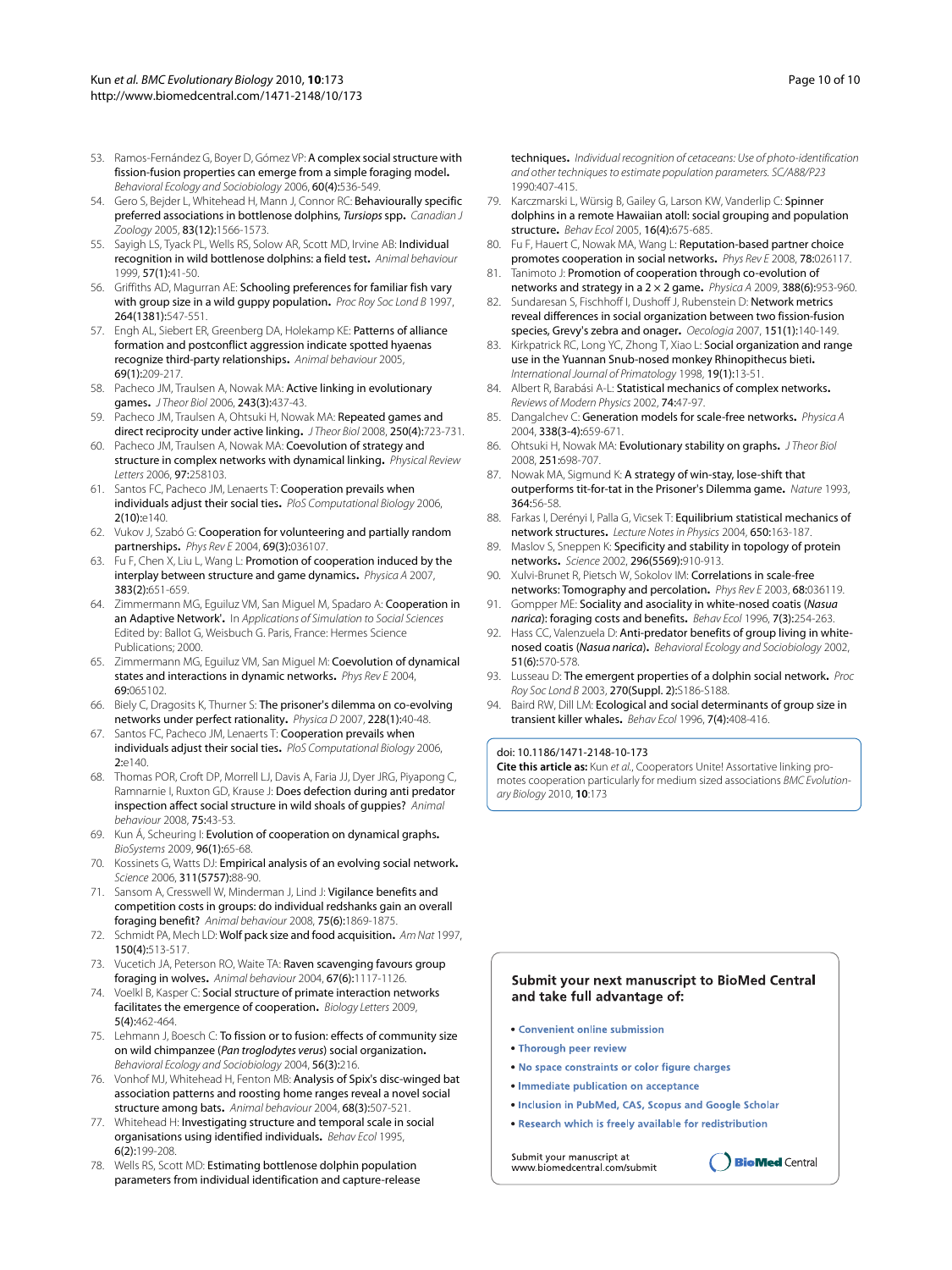53. Ramos-Fernández G, Boyer D, Gómez VP: **A complex social structure with fission-fusion properties can emerge from a simple foraging model.** *Behavioral Ecology and Sociobiology* 2006, **60(4)**:536-549.
54. Gero S, Bejder L, Whitehead H, Mann J, Connor RC: **Behaviourally specific preferred associations in bottlenose dolphins, *Tursiops* spp.** *Canadian J Zoology* 2005, **83(12)**:1566-1573.
55. Sayigh LS, Tyack PL, Wells RS, Solow AR, Scott MD, Irvine AB: **Individual recognition in wild bottlenose dolphins: a field test.** *Animal behaviour* 1999, **57(1)**:41-50.
56. Griffiths AD, Magurran AE: **Schooling preferences for familiar fish vary with group size in a wild guppy population.** *Proc Roy Soc Lond B* 1997, **264(1381)**:547-551.
57. Engh AL, Siebert ER, Greenberg DA, Holekamp KE: **Patterns of alliance formation and postconflict aggression indicate spotted hyenas recognize third-party relationships.** *Animal behaviour* 2005, **69(1)**:209-217.
58. Pacheco JM, Traulsen A, Nowak MA: **Active linking in evolutionary games.** *J Theor Biol* 2006, **243(3)**:437-43.
59. Pacheco JM, Traulsen A, Ohtsuki H, Nowak MA: **Repeated games and direct reciprocity under active linking.** *J Theor Biol* 2008, **250(4)**:723-731.
60. Pacheco JM, Traulsen A, Nowak MA: **Coevolution of strategy and structure in complex networks with dynamical linking.** *Physical Review Letters* 2006, **97**:258103.
61. Santos FC, Pacheco JM, Lenaerts T: **Cooperation prevails when individuals adjust their social ties.** *PloS Computational Biology* 2006, **2(10)**:e140.
62. Vukov J, Szabó G: **Cooperation for volunteering and partially random partnerships.** *Phys Rev E* 2004, **69(3)**:036107.
63. Fu F, Chen X, Liu L, Wang L: **Promotion of cooperation induced by the interplay between structure and game dynamics.** *Physica A* 2007, **383(2)**:651-659.
64. Zimmermann MG, Eguiluz VM, San Miguel M, Spadaro A: **Cooperation in an Adaptive Network'.** In *Applications of Simulation to Social Sciences* Edited by: Ballot G, Weisbuch G. Paris, France: Hermes Science Publications; 2000.
65. Zimmermann MG, Eguiluz VM, San Miguel M: **Coevolution of dynamical states and interactions in dynamic networks.** *Phys Rev E* 2004, **69**:065102.
66. Biely C, Dragosits K, Thurner S: **The prisoner's dilemma on co-evolving networks under perfect rationality.** *Physica D* 2007, **228(1)**:40-48.
67. Santos FC, Pacheco JM, Lenaerts T: **Cooperation prevails when individuals adjust their social ties.** *PloS Computational Biology* 2006, **2**:e140.
68. Thomas POR, Croft DP, Morrell LJ, Davis A, Faria JJ, Dyer JRG, Piyapong C, Ramnarnie I, Ruxton GD, Krause J: **Does defection during anti predator inspection affect social structure in wild shoals of guppies?** *Animal behaviour* 2008, **75**:43-53.
69. Kun Á, Scheuring I: **Evolution of cooperation on dynamical graphs.** *BioSystems* 2009, **96(1)**:65-68.
70. Kossinets G, Watts DJ: **Empirical analysis of an evolving social network.** *Science* 2006, **311(5757)**:88-90.
71. Sansom A, Cresswell W, Minderman J, Lind J: **Vigilance benefits and competition costs in groups: do individual redshanks gain an overall foraging benefit?** *Animal behaviour* 2008, **75(6)**:1869-1875.
72. Schmidt PA, Mech LD: **Wolf pack size and food acquisition.** *Am Nat* 1997, **150(4)**:513-517.
73. Vucetich JA, Peterson RO, Waite TA: **Raven scavenging favours group foraging in wolves.** *Animal behaviour* 2004, **67(6)**:1117-1126.
74. Voelkl B, Kasper C: **Social structure of primate interaction networks facilitates the emergence of cooperation.** *Biology Letters* 2009, **5(4)**:462-464.
75. Lehmann J, Boesch C: **To fission or to fusion: effects of community size on wild chimpanzee (*Pan troglodytes verus*) social organization.** *Behavioral Ecology and Sociobiology* 2004, **56(3)**:216.
76. Vonhof MJ, Whitehead H, Fenton MB: **Analysis of Spix's disc-winged bat association patterns and roosting home ranges reveal a novel social structure among bats.** *Animal behaviour* 2004, **68(3)**:507-521.
77. Whitehead H: **Investigating structure and temporal scale in social organisations using identified individuals.** *Behav Ecol* 1995, **6(2)**:199-208.
78. Wells RS, Scott MD: **Estimating bottlenose dolphin population parameters from individual identification and capture-release techniques.** *Individual recognition of cetaceans: Use of photo-identification and other techniques to estimate population parameters. SC/A88/P23* 1990:407-415.
79. Karczmarski L, Würsig B, Gailey G, Larson KW, Vanderlip C: **Spinner dolphins in a remote Hawaiian atoll: social grouping and population structure.** *Behav Ecol* 2005, **16(4)**:675-685.
80. Fu F, Hauert C, Nowak MA, Wang L: **Reputation-based partner choice promotes cooperation in social networks.** *Phys Rev E* 2008, **78**:026117.
81. Tanimoto J: **Promotion of cooperation through co-evolution of networks and strategy in a 2 × 2 game.** *Physica A* 2009, **388(6)**:953-960.
82. Sundaresan S, Fischhoff I, Dushoff J, Rubenstein D: **Network metrics reveal differences in social organization between two fission-fusion species, Grevy's zebra and onager.** *Oecologia* 2007, **151(1)**:140-149.
83. Kirkpatrick RC, Long YC, Zhong T, Xiao L: **Social organization and range use in the Yuannan Snub-nosed monkey Rhinopithecus bieti.** *International Journal of Primatology* 1998, **19(1)**:13-51.
84. Albert R, Barabási A-L: **Statistical mechanics of complex networks.** *Reviews of Modern Physics* 2002, **74**:47-97.
85. Dangalchev C: **Generation models for scale-free networks.** *Physica A* 2004, **338(3-4)**:659-671.
86. Ohtsuki H, Nowak MA: **Evolutionary stability on graphs.** *J Theor Biol* 2008, **251**:698-707.
87. Nowak MA, Sigmund K: **A strategy of win-stay, lose-shift that outperforms tit-for-tat in the Prisoner's Dilemma game.** *Nature* 1993, **364**:56-58.
88. Farkas I, Derényi I, Palla G, Vicsek T: **Equilibrium statistical mechanics of network structures.** *Lecture Notes in Physics* 2004, **650**:163-187.
89. Maslov S, Sneppen K: **Specificity and stability in topology of protein networks.** *Science* 2002, **296(5569)**:910-913.
90. Xulvi-Brunet R, Pietsch W, Sokolov IM: **Correlations in scale-free networks: Tomography and percolation.** *Phys Rev E* 2003, **68**:036119.
91. Gompper ME: **Sociality and asociality in white-nosed coatis (*Nasua narica*): foraging costs and benefits.** *Behav Ecol* 1996, **7(3)**:254-263.
92. Hass CC, Valenzuela D: **Anti-predator benefits of group living in white-nosed coatis (*Nasua narica*).** *Behavioral Ecology and Sociobiology* 2002, **51(6)**:570-578.
93. Lusseau D: **The emergent properties of a dolphin social network.** *Proc Roy Soc Lond B* 2003, **270(Suppl. 2)**:S186-S188.
94. Baird RW, Dill LM: **Ecological and social determinants of group size in transient killer whales.** *Behav Ecol* 1996, **7(4)**:408-416.

doi: 10.1186/1471-2148-10-173

**Cite this article as:** Kun *et al.*, Cooperators Unite! Assortative linking promotes cooperation particularly for medium sized associations *BMC Evolutionary Biology* 2010, **10**:173